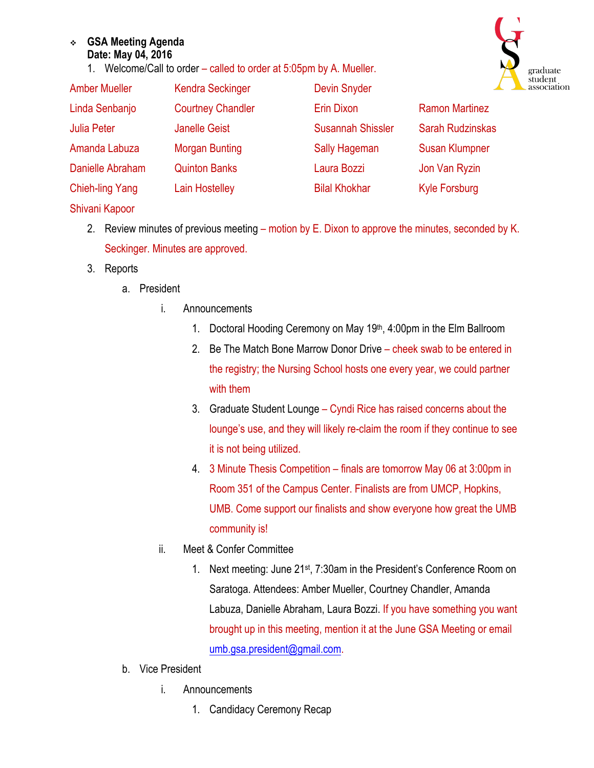- **GSA Meeting Agenda**
  **Date: May 04, 2016**

1. Welcome/Call to order – called to order at 5:05pm by A. Mueller.

| | | | |
|---|---|---|---|
| Amber Mueller | Kendra Seckinger | Devin Snyder | |
| Linda Senbanjo | Courtney Chandler | Erin Dixon | Ramon Martinez |
| Julia Peter | Janelle Geist | Susannah Shissler | Sarah Rudzinskas |
| Amanda Labuza | Morgan Bunting | Sally Hageman | Susan Klumpner |
| Danielle Abraham | Quinton Banks | Laura Bozzi | Jon Van Ryzin |
| Chieh-ling Yang | Lain Hostelley | Bilal Khokhar | Kyle Forsburg |
| Shivani Kapoor | | | |

2. Review minutes of previous meeting – motion by E. Dixon to approve the minutes, seconded by K. Seckinger. Minutes are approved.
3. Reports
   a. President
      i. Announcements
         1. Doctoral Hooding Ceremony on May 19th, 4:00pm in the Elm Ballroom
         2. Be The Match Bone Marrow Donor Drive – cheek swab to be entered in the registry; the Nursing School hosts one every year, we could partner with them
         3. Graduate Student Lounge – Cyndi Rice has raised concerns about the lounge's use, and they will likely re-claim the room if they continue to see it is not being utilized.
         4. 3 Minute Thesis Competition – finals are tomorrow May 06 at 3:00pm in Room 351 of the Campus Center. Finalists are from UMCP, Hopkins, UMB. Come support our finalists and show everyone how great the UMB community is!
      ii. Meet & Confer Committee
         1. Next meeting: June 21st, 7:30am in the President's Conference Room on Saratoga. Attendees: Amber Mueller, Courtney Chandler, Amanda Labuza, Danielle Abraham, Laura Bozzi. If you have something you want brought up in this meeting, mention it at the June GSA Meeting or email umb.gsa.president@gmail.com.
   b. Vice President
      i. Announcements
         1. Candidacy Ceremony Recap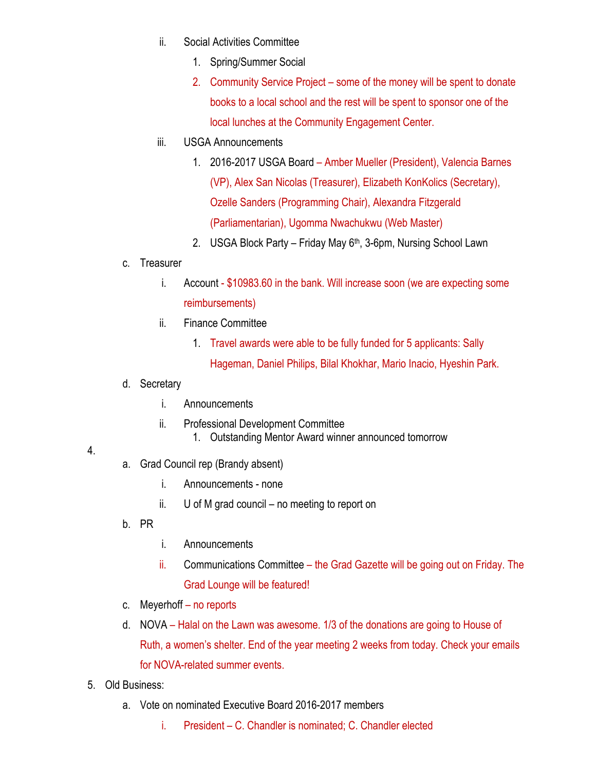ii. Social Activities Committee
      1. Spring/Summer Social
      2. Community Service Project – some of the money will be spent to donate books to a local school and the rest will be spent to sponsor one of the local lunches at the Community Engagement Center.
   iii. USGA Announcements
      1. 2016-2017 USGA Board – Amber Mueller (President), Valencia Barnes (VP), Alex San Nicolas (Treasurer), Elizabeth KonKolics (Secretary), Ozelle Sanders (Programming Chair), Alexandra Fitzgerald (Parliamentarian), Ugomma Nwachukwu (Web Master)
      2. USGA Block Party – Friday May 6th, 3-6pm, Nursing School Lawn

c. Treasurer
   i. Account - $10983.60 in the bank. Will increase soon (we are expecting some reimbursements)
   ii. Finance Committee
      1. Travel awards were able to be fully funded for 5 applicants: Sally Hageman, Daniel Philips, Bilal Khokhar, Mario Inacio, Hyeshin Park.

d. Secretary
   i. Announcements
   ii. Professional Development Committee
      1. Outstanding Mentor Award winner announced tomorrow

4.
   a. Grad Council rep (Brandy absent)
      i. Announcements - none
      ii. U of M grad council – no meeting to report on
   b. PR
      i. Announcements
      ii. Communications Committee – the Grad Gazette will be going out on Friday. The Grad Lounge will be featured!
   c. Meyerhoff – no reports
   d. NOVA – Halal on the Lawn was awesome. 1/3 of the donations are going to House of Ruth, a women's shelter. End of the year meeting 2 weeks from today. Check your emails for NOVA-related summer events.

5. Old Business:
   a. Vote on nominated Executive Board 2016-2017 members
      i. President – C. Chandler is nominated; C. Chandler elected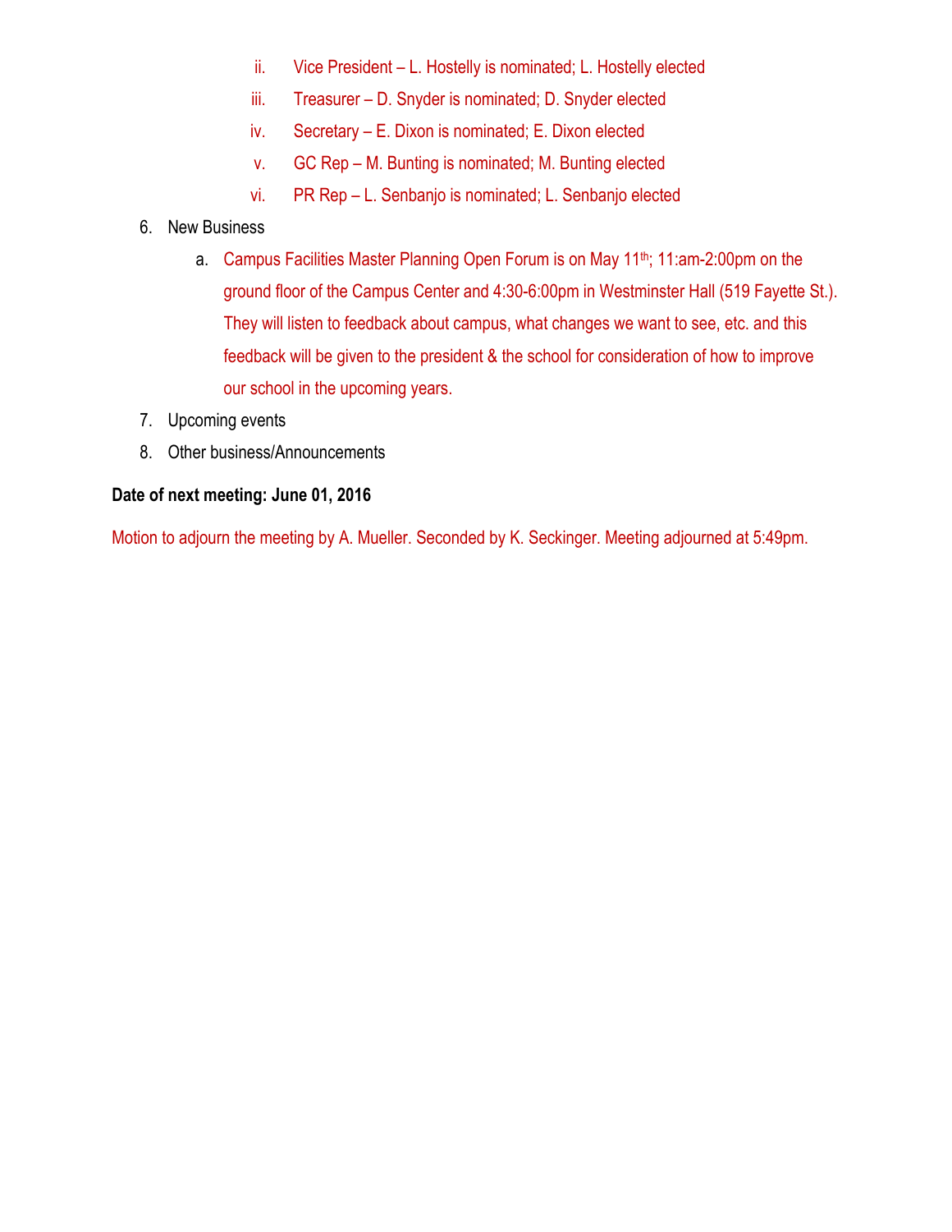ii. Vice President – L. Hostelly is nominated; L. Hostelly elected
  iii. Treasurer – D. Snyder is nominated; D. Snyder elected
  iv. Secretary – E. Dixon is nominated; E. Dixon elected
  v. GC Rep – M. Bunting is nominated; M. Bunting elected
  vi. PR Rep – L. Senbanjo is nominated; L. Senbanjo elected

6. New Business
   a. Campus Facilities Master Planning Open Forum is on May 11th; 11:am-2:00pm on the ground floor of the Campus Center and 4:30-6:00pm in Westminster Hall (519 Fayette St.). They will listen to feedback about campus, what changes we want to see, etc. and this feedback will be given to the president & the school for consideration of how to improve our school in the upcoming years.
7. Upcoming events
8. Other business/Announcements

**Date of next meeting: June 01, 2016**

Motion to adjourn the meeting by A. Mueller. Seconded by K. Seckinger. Meeting adjourned at 5:49pm.